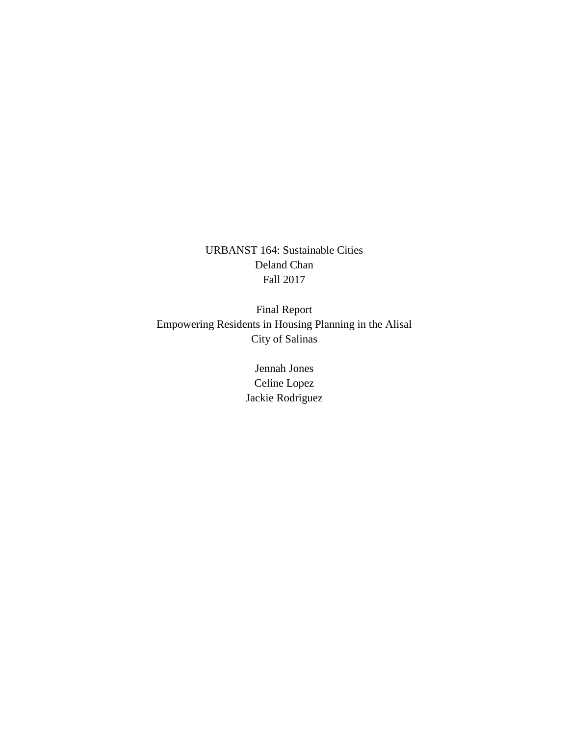URBANST 164: Sustainable Cities
Deland Chan
Fall 2017

Final Report
Empowering Residents in Housing Planning in the Alisal
City of Salinas

Jennah Jones
Celine Lopez
Jackie Rodriguez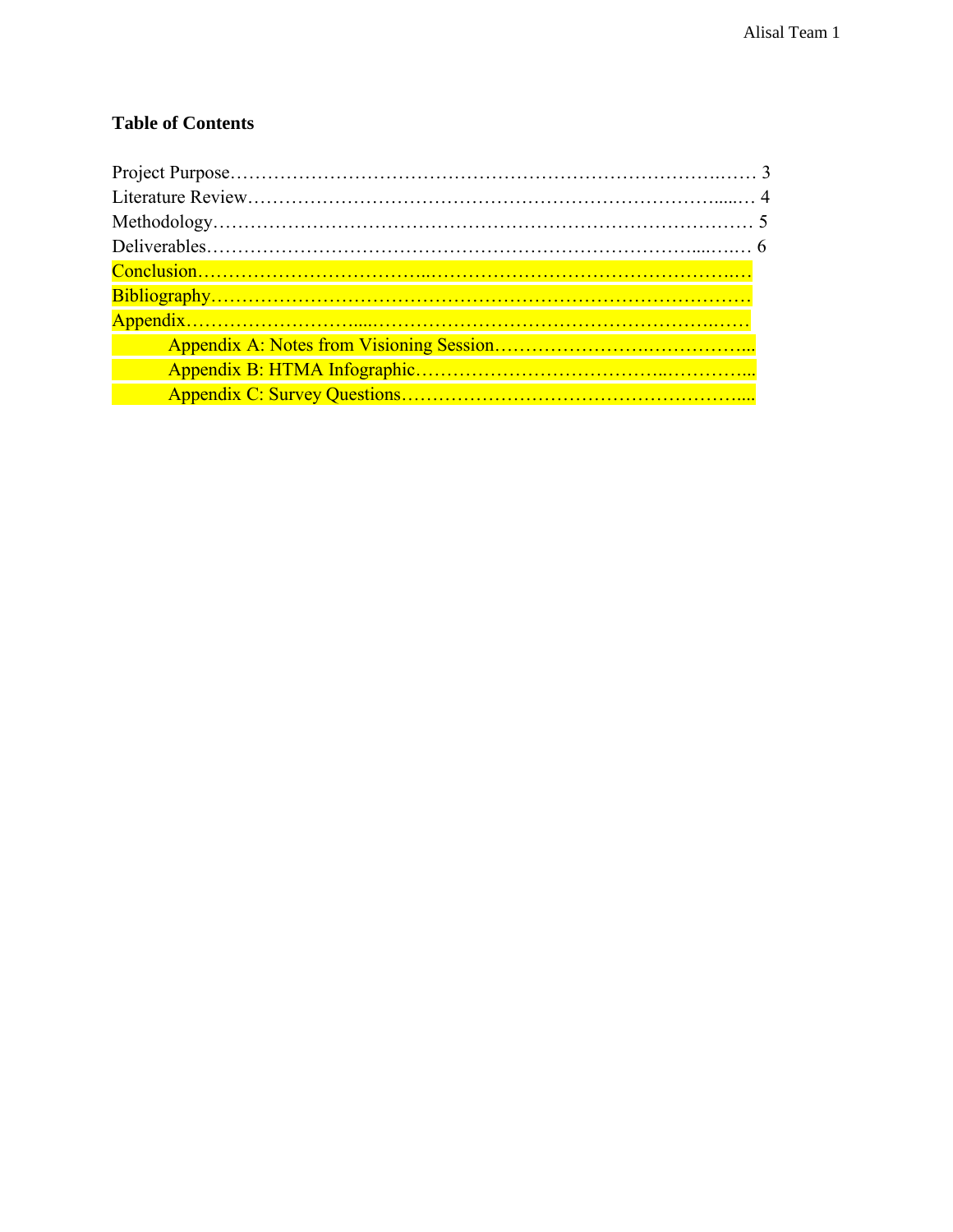**Table of Contents**

Project Purpose……………………………………………………………………….…… 3
Literature Review……………………………………………………………………....… 4
Methodology………………………………………………………………………….… 5
Deliverables…………………………………………………………………....….…. 6
Conclusion……………………………..……………………………………………..….
Bibliography…………………………………………………………………………….
Appendix……………………….....……………………………………………….……
    Appendix A: Notes from Visioning Session……………………..……………...
    Appendix B: HTMA Infographic………………………………..…………...
    Appendix C: Survey Questions……………………………………………….....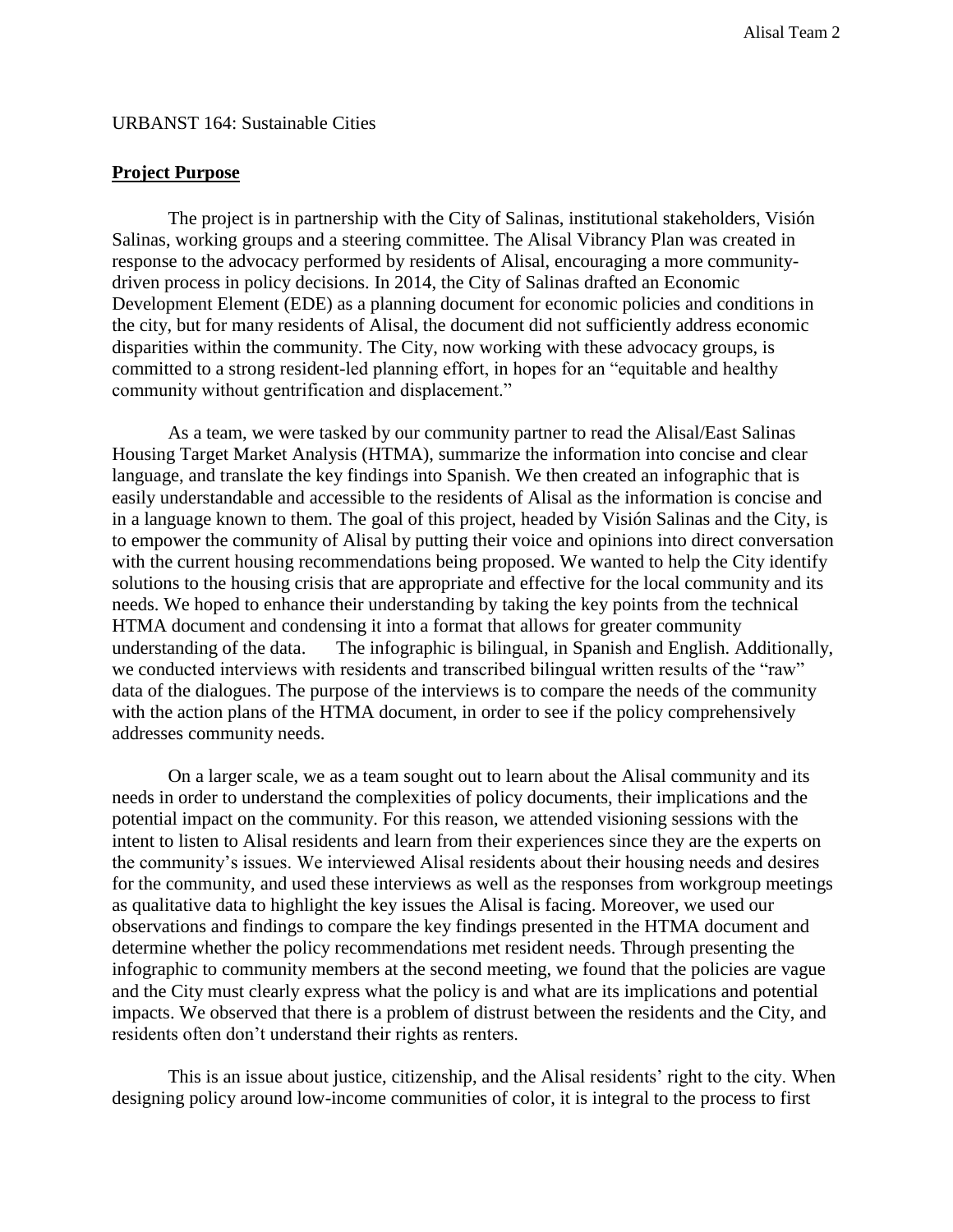URBANST 164: Sustainable Cities

## **Project Purpose**

The project is in partnership with the City of Salinas, institutional stakeholders, Visión Salinas, working groups and a steering committee. The Alisal Vibrancy Plan was created in response to the advocacy performed by residents of Alisal, encouraging a more community-driven process in policy decisions. In 2014, the City of Salinas drafted an Economic Development Element (EDE) as a planning document for economic policies and conditions in the city, but for many residents of Alisal, the document did not sufficiently address economic disparities within the community. The City, now working with these advocacy groups, is committed to a strong resident-led planning effort, in hopes for an "equitable and healthy community without gentrification and displacement."

As a team, we were tasked by our community partner to read the Alisal/East Salinas Housing Target Market Analysis (HTMA), summarize the information into concise and clear language, and translate the key findings into Spanish. We then created an infographic that is easily understandable and accessible to the residents of Alisal as the information is concise and in a language known to them. The goal of this project, headed by Visión Salinas and the City, is to empower the community of Alisal by putting their voice and opinions into direct conversation with the current housing recommendations being proposed. We wanted to help the City identify solutions to the housing crisis that are appropriate and effective for the local community and its needs. We hoped to enhance their understanding by taking the key points from the technical HTMA document and condensing it into a format that allows for greater community understanding of the data. The infographic is bilingual, in Spanish and English. Additionally, we conducted interviews with residents and transcribed bilingual written results of the "raw" data of the dialogues. The purpose of the interviews is to compare the needs of the community with the action plans of the HTMA document, in order to see if the policy comprehensively addresses community needs.

On a larger scale, we as a team sought out to learn about the Alisal community and its needs in order to understand the complexities of policy documents, their implications and the potential impact on the community. For this reason, we attended visioning sessions with the intent to listen to Alisal residents and learn from their experiences since they are the experts on the community's issues. We interviewed Alisal residents about their housing needs and desires for the community, and used these interviews as well as the responses from workgroup meetings as qualitative data to highlight the key issues the Alisal is facing. Moreover, we used our observations and findings to compare the key findings presented in the HTMA document and determine whether the policy recommendations met resident needs. Through presenting the infographic to community members at the second meeting, we found that the policies are vague and the City must clearly express what the policy is and what are its implications and potential impacts. We observed that there is a problem of distrust between the residents and the City, and residents often don't understand their rights as renters.

This is an issue about justice, citizenship, and the Alisal residents' right to the city. When designing policy around low-income communities of color, it is integral to the process to first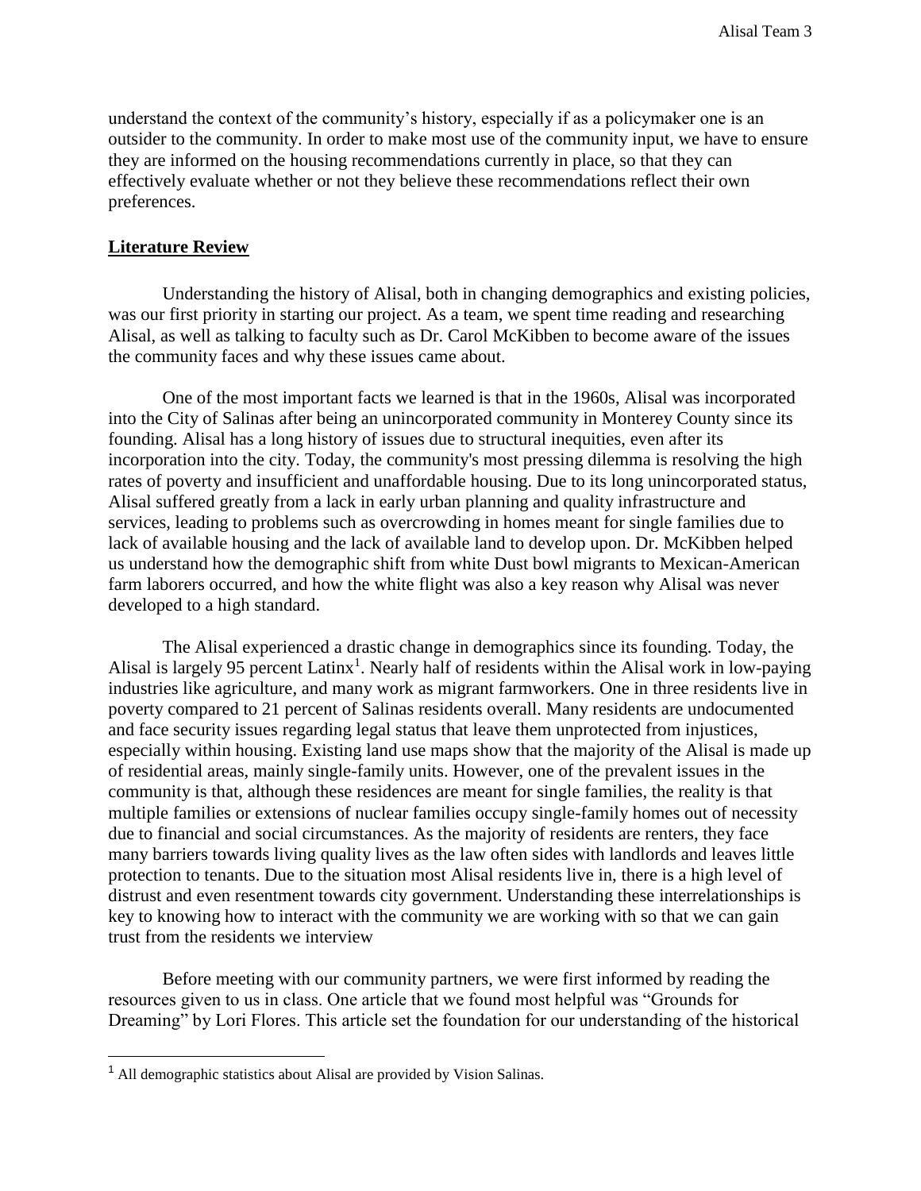understand the context of the community's history, especially if as a policymaker one is an outsider to the community. In order to make most use of the community input, we have to ensure they are informed on the housing recommendations currently in place, so that they can effectively evaluate whether or not they believe these recommendations reflect their own preferences.

## Literature Review

Understanding the history of Alisal, both in changing demographics and existing policies, was our first priority in starting our project. As a team, we spent time reading and researching Alisal, as well as talking to faculty such as Dr. Carol McKibben to become aware of the issues the community faces and why these issues came about.

One of the most important facts we learned is that in the 1960s, Alisal was incorporated into the City of Salinas after being an unincorporated community in Monterey County since its founding. Alisal has a long history of issues due to structural inequities, even after its incorporation into the city. Today, the community's most pressing dilemma is resolving the high rates of poverty and insufficient and unaffordable housing. Due to its long unincorporated status, Alisal suffered greatly from a lack in early urban planning and quality infrastructure and services, leading to problems such as overcrowding in homes meant for single families due to lack of available housing and the lack of available land to develop upon. Dr. McKibben helped us understand how the demographic shift from white Dust bowl migrants to Mexican-American farm laborers occurred, and how the white flight was also a key reason why Alisal was never developed to a high standard.

The Alisal experienced a drastic change in demographics since its founding. Today, the Alisal is largely 95 percent Latinx[1]. Nearly half of residents within the Alisal work in low-paying industries like agriculture, and many work as migrant farmworkers. One in three residents live in poverty compared to 21 percent of Salinas residents overall. Many residents are undocumented and face security issues regarding legal status that leave them unprotected from injustices, especially within housing. Existing land use maps show that the majority of the Alisal is made up of residential areas, mainly single-family units. However, one of the prevalent issues in the community is that, although these residences are meant for single families, the reality is that multiple families or extensions of nuclear families occupy single-family homes out of necessity due to financial and social circumstances. As the majority of residents are renters, they face many barriers towards living quality lives as the law often sides with landlords and leaves little protection to tenants. Due to the situation most Alisal residents live in, there is a high level of distrust and even resentment towards city government. Understanding these interrelationships is key to knowing how to interact with the community we are working with so that we can gain trust from the residents we interview

Before meeting with our community partners, we were first informed by reading the resources given to us in class. One article that we found most helpful was "Grounds for Dreaming" by Lori Flores. This article set the foundation for our understanding of the historical

[1] All demographic statistics about Alisal are provided by Vision Salinas.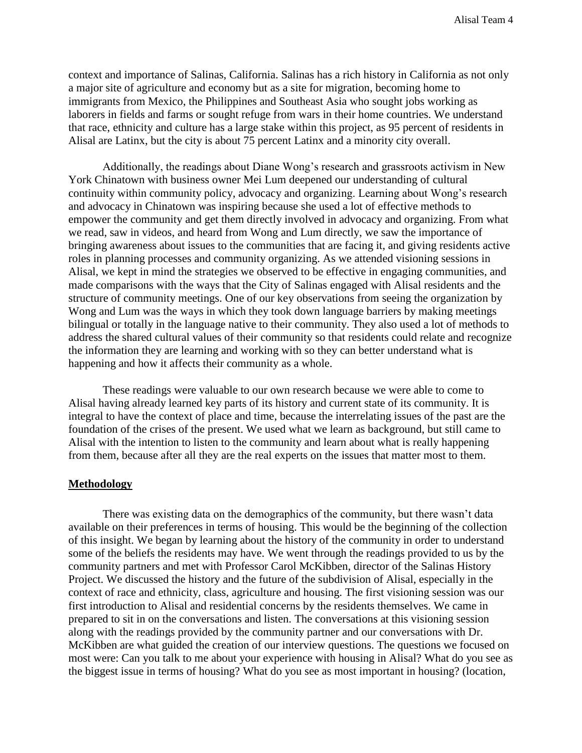context and importance of Salinas, California. Salinas has a rich history in California as not only a major site of agriculture and economy but as a site for migration, becoming home to immigrants from Mexico, the Philippines and Southeast Asia who sought jobs working as laborers in fields and farms or sought refuge from wars in their home countries. We understand that race, ethnicity and culture has a large stake within this project, as 95 percent of residents in Alisal are Latinx, but the city is about 75 percent Latinx and a minority city overall.

Additionally, the readings about Diane Wong's research and grassroots activism in New York Chinatown with business owner Mei Lum deepened our understanding of cultural continuity within community policy, advocacy and organizing. Learning about Wong's research and advocacy in Chinatown was inspiring because she used a lot of effective methods to empower the community and get them directly involved in advocacy and organizing. From what we read, saw in videos, and heard from Wong and Lum directly, we saw the importance of bringing awareness about issues to the communities that are facing it, and giving residents active roles in planning processes and community organizing. As we attended visioning sessions in Alisal, we kept in mind the strategies we observed to be effective in engaging communities, and made comparisons with the ways that the City of Salinas engaged with Alisal residents and the structure of community meetings. One of our key observations from seeing the organization by Wong and Lum was the ways in which they took down language barriers by making meetings bilingual or totally in the language native to their community. They also used a lot of methods to address the shared cultural values of their community so that residents could relate and recognize the information they are learning and working with so they can better understand what is happening and how it affects their community as a whole.

These readings were valuable to our own research because we were able to come to Alisal having already learned key parts of its history and current state of its community. It is integral to have the context of place and time, because the interrelating issues of the past are the foundation of the crises of the present. We used what we learn as background, but still came to Alisal with the intention to listen to the community and learn about what is really happening from them, because after all they are the real experts on the issues that matter most to them.

## Methodology

There was existing data on the demographics of the community, but there wasn't data available on their preferences in terms of housing. This would be the beginning of the collection of this insight. We began by learning about the history of the community in order to understand some of the beliefs the residents may have. We went through the readings provided to us by the community partners and met with Professor Carol McKibben, director of the Salinas History Project. We discussed the history and the future of the subdivision of Alisal, especially in the context of race and ethnicity, class, agriculture and housing. The first visioning session was our first introduction to Alisal and residential concerns by the residents themselves. We came in prepared to sit in on the conversations and listen. The conversations at this visioning session along with the readings provided by the community partner and our conversations with Dr. McKibben are what guided the creation of our interview questions. The questions we focused on most were: Can you talk to me about your experience with housing in Alisal? What do you see as the biggest issue in terms of housing? What do you see as most important in housing? (location,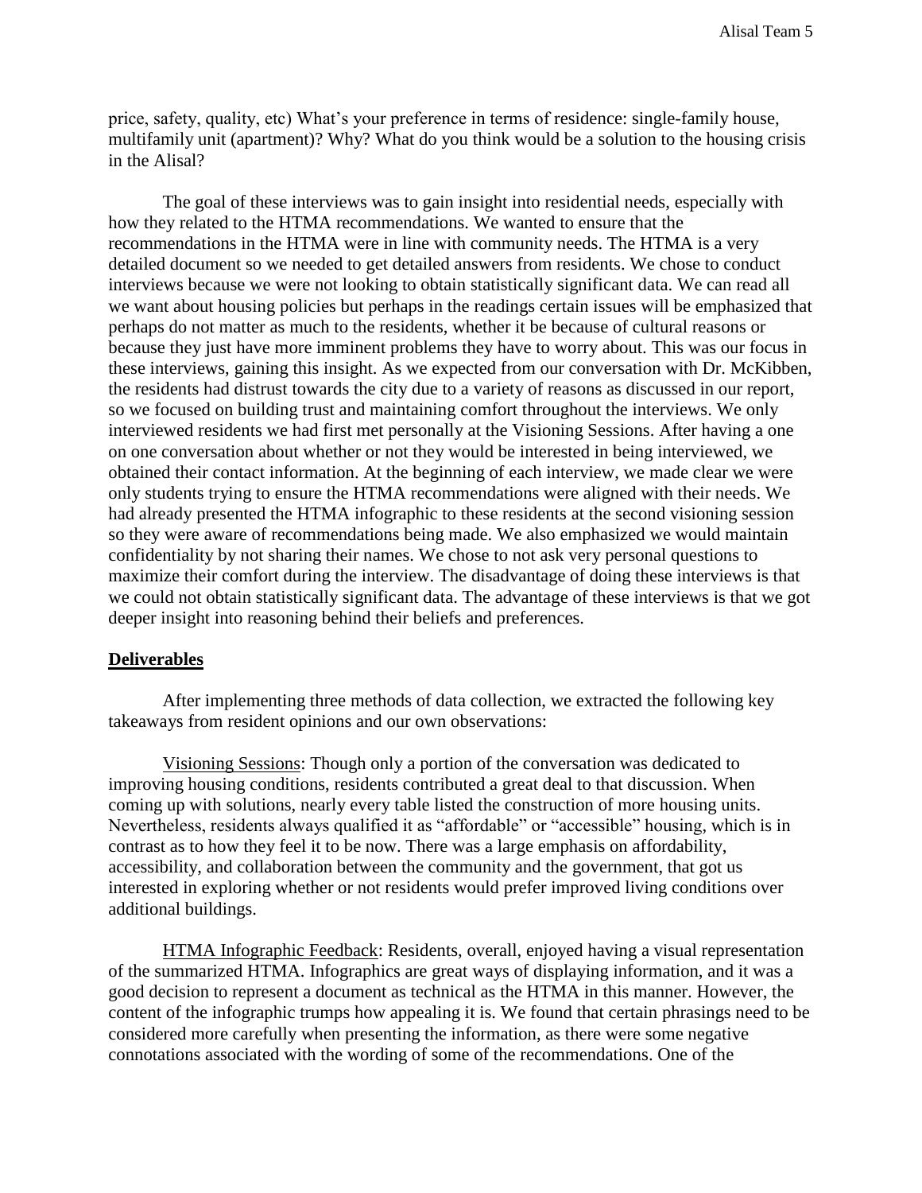price, safety, quality, etc) What's your preference in terms of residence: single-family house, multifamily unit (apartment)? Why? What do you think would be a solution to the housing crisis in the Alisal?

The goal of these interviews was to gain insight into residential needs, especially with how they related to the HTMA recommendations. We wanted to ensure that the recommendations in the HTMA were in line with community needs. The HTMA is a very detailed document so we needed to get detailed answers from residents. We chose to conduct interviews because we were not looking to obtain statistically significant data. We can read all we want about housing policies but perhaps in the readings certain issues will be emphasized that perhaps do not matter as much to the residents, whether it be because of cultural reasons or because they just have more imminent problems they have to worry about. This was our focus in these interviews, gaining this insight. As we expected from our conversation with Dr. McKibben, the residents had distrust towards the city due to a variety of reasons as discussed in our report, so we focused on building trust and maintaining comfort throughout the interviews. We only interviewed residents we had first met personally at the Visioning Sessions. After having a one on one conversation about whether or not they would be interested in being interviewed, we obtained their contact information. At the beginning of each interview, we made clear we were only students trying to ensure the HTMA recommendations were aligned with their needs. We had already presented the HTMA infographic to these residents at the second visioning session so they were aware of recommendations being made. We also emphasized we would maintain confidentiality by not sharing their names. We chose to not ask very personal questions to maximize their comfort during the interview. The disadvantage of doing these interviews is that we could not obtain statistically significant data. The advantage of these interviews is that we got deeper insight into reasoning behind their beliefs and preferences.

## Deliverables

After implementing three methods of data collection, we extracted the following key takeaways from resident opinions and our own observations:

Visioning Sessions: Though only a portion of the conversation was dedicated to improving housing conditions, residents contributed a great deal to that discussion. When coming up with solutions, nearly every table listed the construction of more housing units. Nevertheless, residents always qualified it as "affordable" or "accessible" housing, which is in contrast as to how they feel it to be now. There was a large emphasis on affordability, accessibility, and collaboration between the community and the government, that got us interested in exploring whether or not residents would prefer improved living conditions over additional buildings.

HTMA Infographic Feedback: Residents, overall, enjoyed having a visual representation of the summarized HTMA. Infographics are great ways of displaying information, and it was a good decision to represent a document as technical as the HTMA in this manner. However, the content of the infographic trumps how appealing it is. We found that certain phrasings need to be considered more carefully when presenting the information, as there were some negative connotations associated with the wording of some of the recommendations. One of the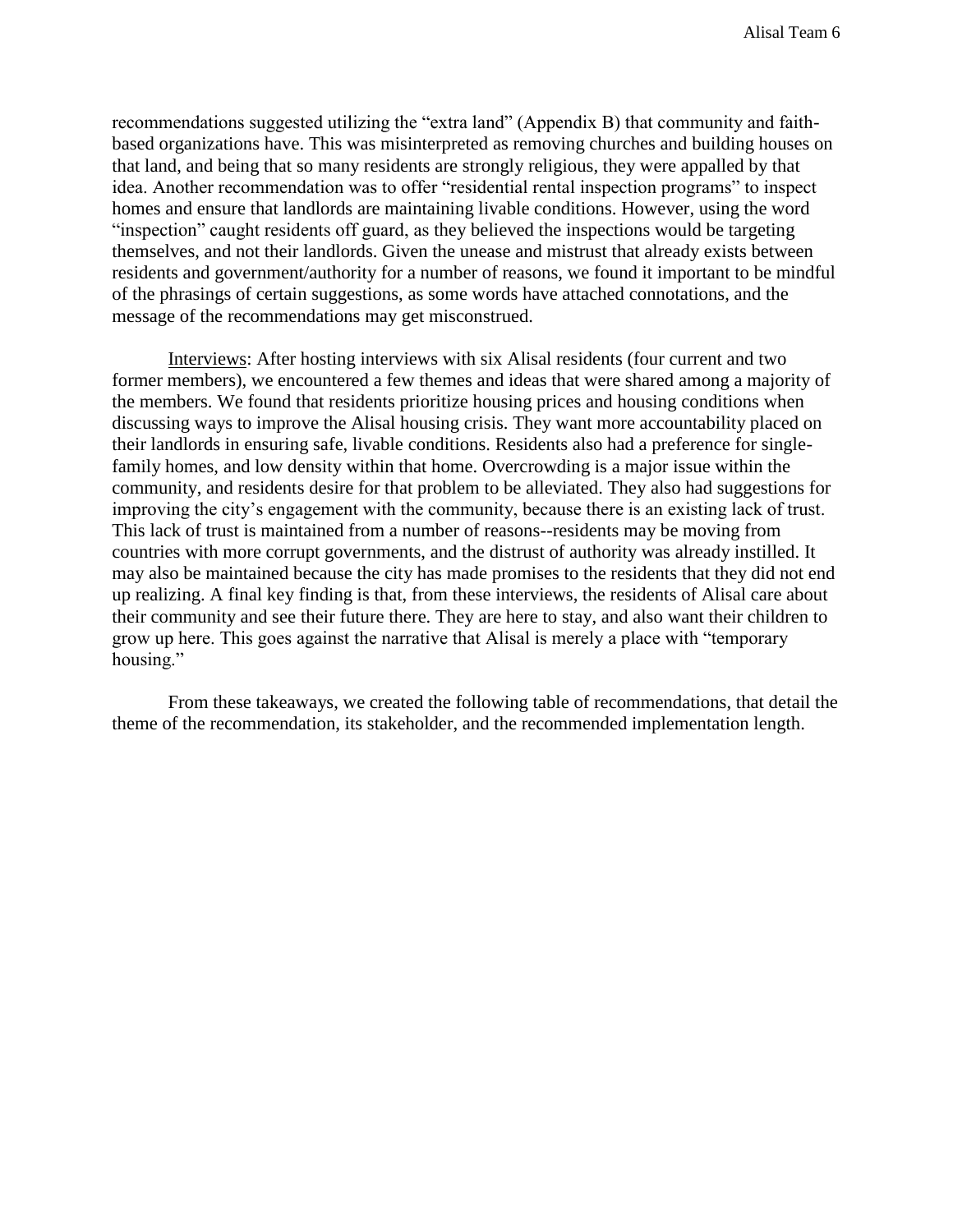recommendations suggested utilizing the "extra land" (Appendix B) that community and faith-based organizations have. This was misinterpreted as removing churches and building houses on that land, and being that so many residents are strongly religious, they were appalled by that idea. Another recommendation was to offer "residential rental inspection programs" to inspect homes and ensure that landlords are maintaining livable conditions. However, using the word "inspection" caught residents off guard, as they believed the inspections would be targeting themselves, and not their landlords. Given the unease and mistrust that already exists between residents and government/authority for a number of reasons, we found it important to be mindful of the phrasings of certain suggestions, as some words have attached connotations, and the message of the recommendations may get misconstrued.

<u>Interviews</u>: After hosting interviews with six Alisal residents (four current and two former members), we encountered a few themes and ideas that were shared among a majority of the members. We found that residents prioritize housing prices and housing conditions when discussing ways to improve the Alisal housing crisis. They want more accountability placed on their landlords in ensuring safe, livable conditions. Residents also had a preference for single-family homes, and low density within that home. Overcrowding is a major issue within the community, and residents desire for that problem to be alleviated. They also had suggestions for improving the city's engagement with the community, because there is an existing lack of trust. This lack of trust is maintained from a number of reasons--residents may be moving from countries with more corrupt governments, and the distrust of authority was already instilled. It may also be maintained because the city has made promises to the residents that they did not end up realizing. A final key finding is that, from these interviews, the residents of Alisal care about their community and see their future there. They are here to stay, and also want their children to grow up here. This goes against the narrative that Alisal is merely a place with "temporary housing."

From these takeaways, we created the following table of recommendations, that detail the theme of the recommendation, its stakeholder, and the recommended implementation length.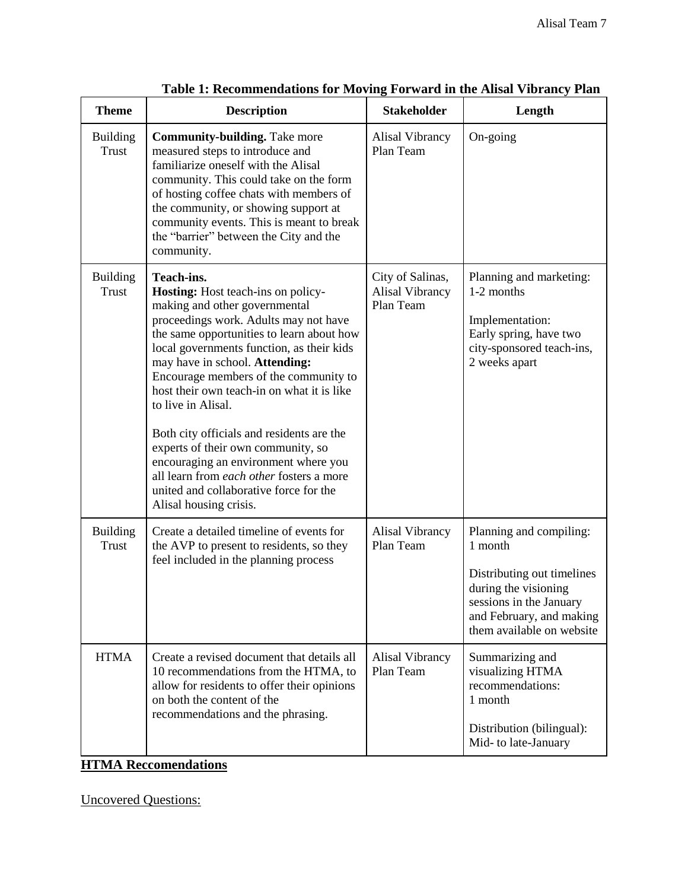**Table 1: Recommendations for Moving Forward in the Alisal Vibrancy Plan**

| Theme | Description | Stakeholder | Length |
|---|---|---|---|
| Building Trust | **Community-building.** Take more measured steps to introduce and familiarize oneself with the Alisal community. This could take on the form of hosting coffee chats with members of the community, or showing support at community events. This is meant to break the "barrier" between the City and the community. | Alisal Vibrancy Plan Team | On-going |
| Building Trust | **Teach-ins.** <br> **Hosting:** Host teach-ins on policy-making and other governmental proceedings work. Adults may not have the same opportunities to learn about how local governments function, as their kids may have in school. **Attending:** Encourage members of the community to host their own teach-in on what it is like to live in Alisal. <br><br> Both city officials and residents are the experts of their own community, so encouraging an environment where you all learn from *each other* fosters a more united and collaborative force for the Alisal housing crisis. | City of Salinas, Alisal Vibrancy Plan Team | Planning and marketing: 1-2 months <br><br> Implementation: Early spring, have two city-sponsored teach-ins, 2 weeks apart |
| Building Trust | Create a detailed timeline of events for the AVP to present to residents, so they feel included in the planning process | Alisal Vibrancy Plan Team | Planning and compiling: 1 month <br><br> Distributing out timelines during the visioning sessions in the January and February, and making them available on website |
| HTMA | Create a revised document that details all 10 recommendations from the HTMA, to allow for residents to offer their opinions on both the content of the recommendations and the phrasing. | Alisal Vibrancy Plan Team | Summarizing and visualizing HTMA recommendations: 1 month <br><br> Distribution (bilingual): Mid- to late-January |

**<u>HTMA Reccomendations</u>**

<u>Uncovered Questions:</u>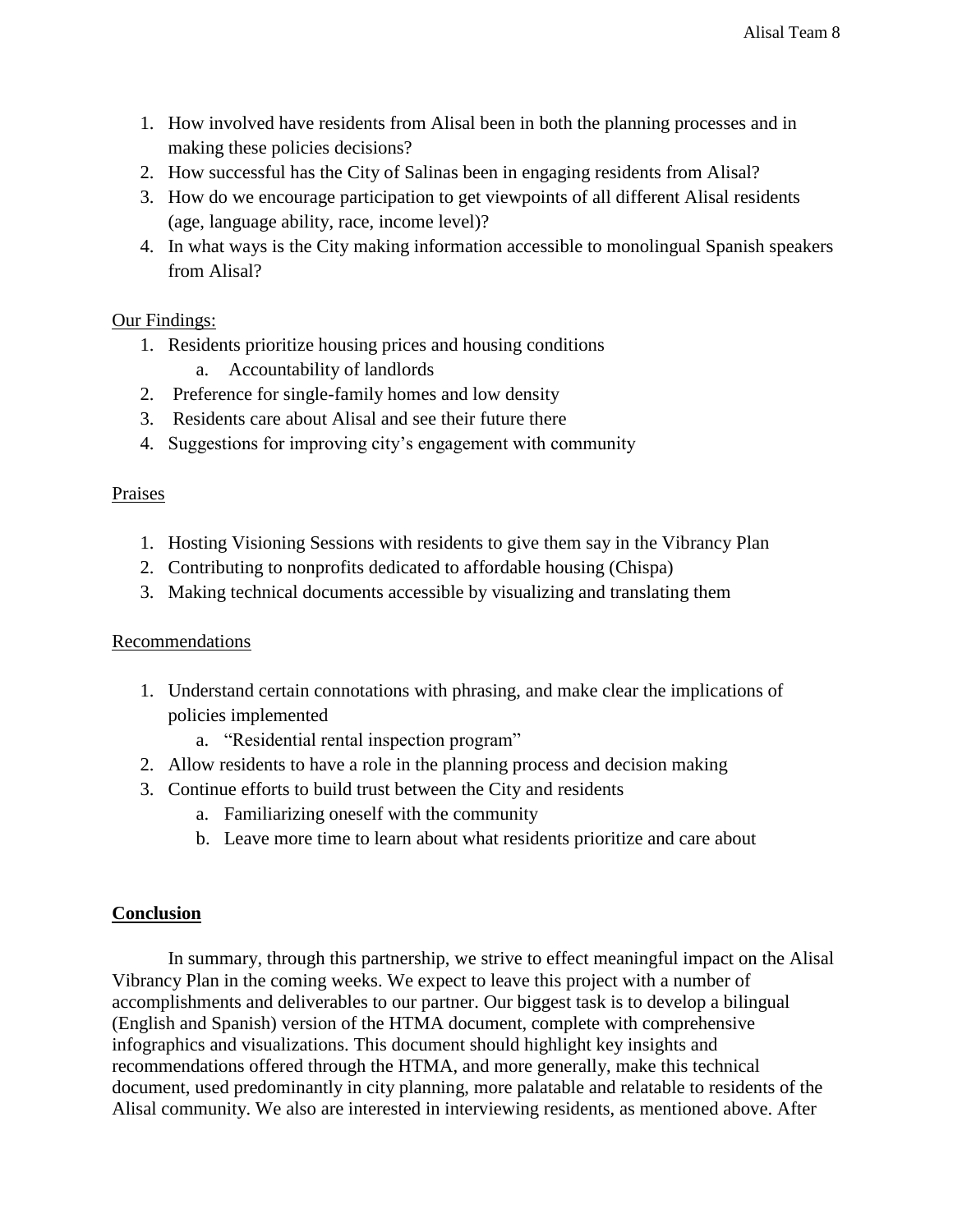1. How involved have residents from Alisal been in both the planning processes and in making these policies decisions?
2. How successful has the City of Salinas been in engaging residents from Alisal?
3. How do we encourage participation to get viewpoints of all different Alisal residents (age, language ability, race, income level)?
4. In what ways is the City making information accessible to monolingual Spanish speakers from Alisal?

Our Findings:

1. Residents prioritize housing prices and housing conditions
    a. Accountability of landlords
2. Preference for single-family homes and low density
3. Residents care about Alisal and see their future there
4. Suggestions for improving city's engagement with community

Praises

1. Hosting Visioning Sessions with residents to give them say in the Vibrancy Plan
2. Contributing to nonprofits dedicated to affordable housing (Chispa)
3. Making technical documents accessible by visualizing and translating them

Recommendations

1. Understand certain connotations with phrasing, and make clear the implications of policies implemented
    a. "Residential rental inspection program"
2. Allow residents to have a role in the planning process and decision making
3. Continue efforts to build trust between the City and residents
    a. Familiarizing oneself with the community
    b. Leave more time to learn about what residents prioritize and care about

**Conclusion**

In summary, through this partnership, we strive to effect meaningful impact on the Alisal Vibrancy Plan in the coming weeks. We expect to leave this project with a number of accomplishments and deliverables to our partner. Our biggest task is to develop a bilingual (English and Spanish) version of the HTMA document, complete with comprehensive infographics and visualizations. This document should highlight key insights and recommendations offered through the HTMA, and more generally, make this technical document, used predominantly in city planning, more palatable and relatable to residents of the Alisal community. We also are interested in interviewing residents, as mentioned above. After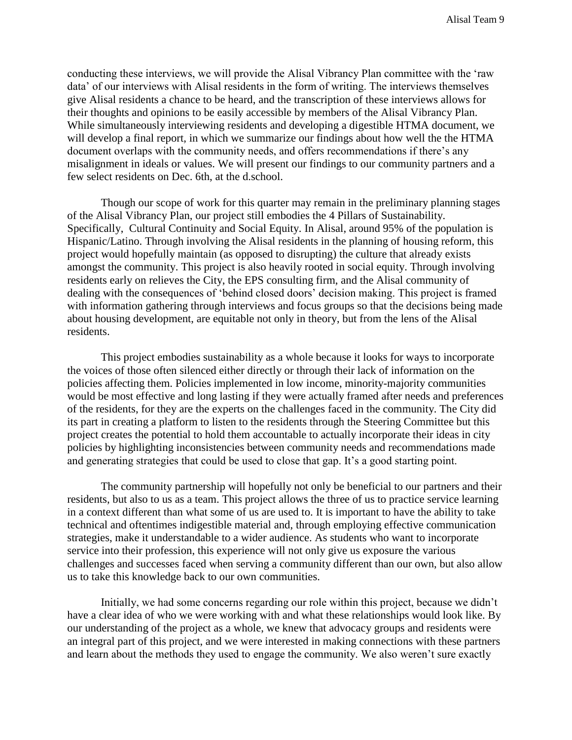conducting these interviews, we will provide the Alisal Vibrancy Plan committee with the 'raw data' of our interviews with Alisal residents in the form of writing. The interviews themselves give Alisal residents a chance to be heard, and the transcription of these interviews allows for their thoughts and opinions to be easily accessible by members of the Alisal Vibrancy Plan. While simultaneously interviewing residents and developing a digestible HTMA document, we will develop a final report, in which we summarize our findings about how well the the HTMA document overlaps with the community needs, and offers recommendations if there's any misalignment in ideals or values. We will present our findings to our community partners and a few select residents on Dec. 6th, at the d.school.

Though our scope of work for this quarter may remain in the preliminary planning stages of the Alisal Vibrancy Plan, our project still embodies the 4 Pillars of Sustainability. Specifically, Cultural Continuity and Social Equity. In Alisal, around 95% of the population is Hispanic/Latino. Through involving the Alisal residents in the planning of housing reform, this project would hopefully maintain (as opposed to disrupting) the culture that already exists amongst the community. This project is also heavily rooted in social equity. Through involving residents early on relieves the City, the EPS consulting firm, and the Alisal community of dealing with the consequences of 'behind closed doors' decision making. This project is framed with information gathering through interviews and focus groups so that the decisions being made about housing development, are equitable not only in theory, but from the lens of the Alisal residents.

This project embodies sustainability as a whole because it looks for ways to incorporate the voices of those often silenced either directly or through their lack of information on the policies affecting them. Policies implemented in low income, minority-majority communities would be most effective and long lasting if they were actually framed after needs and preferences of the residents, for they are the experts on the challenges faced in the community. The City did its part in creating a platform to listen to the residents through the Steering Committee but this project creates the potential to hold them accountable to actually incorporate their ideas in city policies by highlighting inconsistencies between community needs and recommendations made and generating strategies that could be used to close that gap. It's a good starting point.

The community partnership will hopefully not only be beneficial to our partners and their residents, but also to us as a team. This project allows the three of us to practice service learning in a context different than what some of us are used to. It is important to have the ability to take technical and oftentimes indigestible material and, through employing effective communication strategies, make it understandable to a wider audience. As students who want to incorporate service into their profession, this experience will not only give us exposure the various challenges and successes faced when serving a community different than our own, but also allow us to take this knowledge back to our own communities.

Initially, we had some concerns regarding our role within this project, because we didn't have a clear idea of who we were working with and what these relationships would look like. By our understanding of the project as a whole, we knew that advocacy groups and residents were an integral part of this project, and we were interested in making connections with these partners and learn about the methods they used to engage the community. We also weren't sure exactly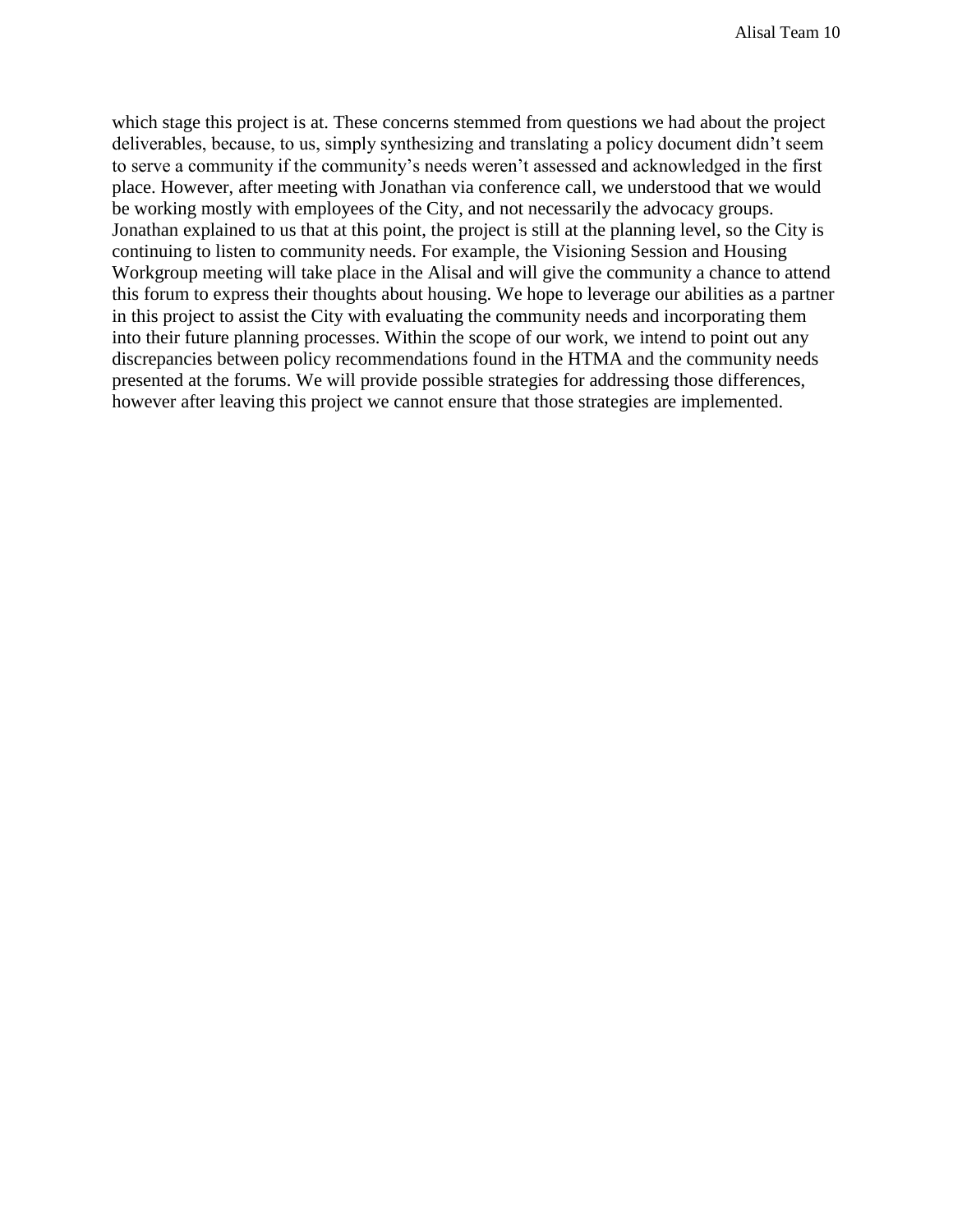which stage this project is at. These concerns stemmed from questions we had about the project deliverables, because, to us, simply synthesizing and translating a policy document didn't seem to serve a community if the community's needs weren't assessed and acknowledged in the first place. However, after meeting with Jonathan via conference call, we understood that we would be working mostly with employees of the City, and not necessarily the advocacy groups. Jonathan explained to us that at this point, the project is still at the planning level, so the City is continuing to listen to community needs. For example, the Visioning Session and Housing Workgroup meeting will take place in the Alisal and will give the community a chance to attend this forum to express their thoughts about housing. We hope to leverage our abilities as a partner in this project to assist the City with evaluating the community needs and incorporating them into their future planning processes. Within the scope of our work, we intend to point out any discrepancies between policy recommendations found in the HTMA and the community needs presented at the forums. We will provide possible strategies for addressing those differences, however after leaving this project we cannot ensure that those strategies are implemented.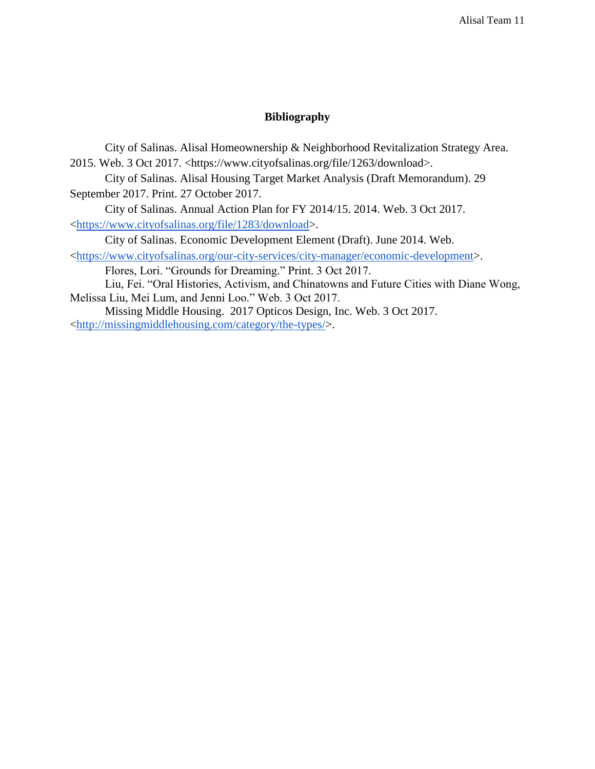## Bibliography

City of Salinas. Alisal Homeownership & Neighborhood Revitalization Strategy Area. 2015. Web. 3 Oct 2017. <https://www.cityofsalinas.org/file/1263/download>.

City of Salinas. Alisal Housing Target Market Analysis (Draft Memorandum). 29 September 2017. Print. 27 October 2017.

City of Salinas. Annual Action Plan for FY 2014/15. 2014. Web. 3 Oct 2017. <https://www.cityofsalinas.org/file/1283/download>.

City of Salinas. Economic Development Element (Draft). June 2014. Web. <https://www.cityofsalinas.org/our-city-services/city-manager/economic-development>.

Flores, Lori. "Grounds for Dreaming." Print. 3 Oct 2017.

Liu, Fei. "Oral Histories, Activism, and Chinatowns and Future Cities with Diane Wong, Melissa Liu, Mei Lum, and Jenni Loo." Web. 3 Oct 2017.

Missing Middle Housing. 2017 Opticos Design, Inc. Web. 3 Oct 2017. <http://missingmiddlehousing.com/category/the-types/>.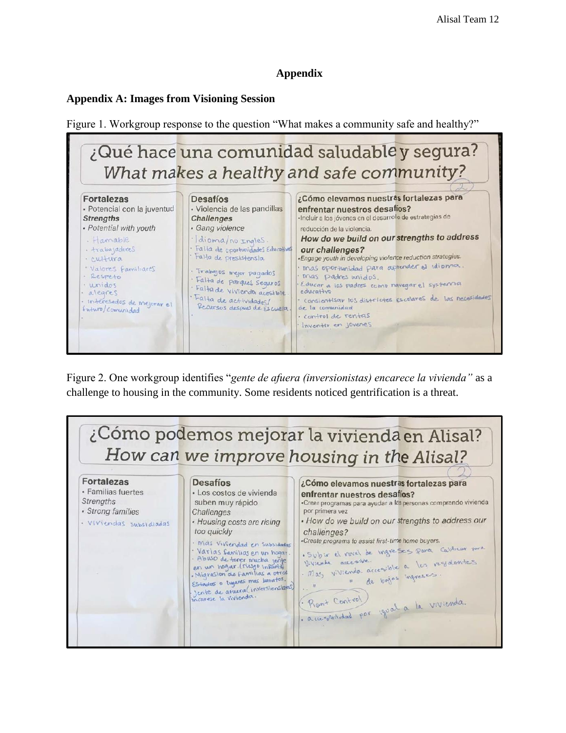# Appendix

## Appendix A: Images from Visioning Session

Figure 1. Workgroup response to the question "What makes a community safe and healthy?"

¿Qué hace una comunidad saludable y segura?
*What makes a healthy and safe community?*

| Fortalezas | Desafíos | ¿Cómo elevamos nuestras fortalezas para enfrentar nuestros desafíos? |
|---|---|---|
| • Potencial con la juventud<br>**Strengths**<br>• *Potential with youth*<br>· Hamable<br>· trabajadores<br>· cultura<br>· Valores familiares<br>· Respeto<br>· unidos<br>· alegres<br>· interesados de mejorar el futuro/comunidad | • Violencia de las pandillas<br>**Challenges**<br>• *Gang violence*<br>· Idioma/no Ingles.<br>· Falta de oportunidades Educativas<br>· Falta de presistensia<br>· Trabajos mejor pagados<br>· Falta de parques seguros<br>· Falta de vivienda acesible.<br>· Falta de actividades/Recursos despues de Escuela. | •Incluir a los jóvenes en el desarrollo de estrategias de reducción de la violencia.<br>**How do we build on our strengths to address our challenges?**<br>•*Engage youth in developing violence reduction strategies.*<br>· mas oportunidad para aprender el idioma.<br>· mas padres unidos.<br>· Educar a los padres como navegar el systema educativo<br>· consientisar los districtos escolares de las necesidades de la comunidad<br>· control de rentas<br>· Inventir en jovenes |

Figure 2. One workgroup identifies "*gente de afuera (inversionistas) encarece la vivienda"* as a challenge to housing in the community. Some residents noticed gentrification is a threat.

¿Cómo podemos mejorar la vivienda en Alisal?
*How can we improve housing in the Alisal?*

| Fortalezas | Desafíos | ¿Cómo elevamos nuestras fortalezas para enfrentar nuestros desafíos? |
|---|---|---|
| • Familias fuertes<br>Strengths<br>• *Strong families*<br>· Viviendas subsidiadas | • Los costos de vivienda suben muy rápido<br>Challenges<br>• *Housing costs are rising too quickly*<br>· mas viviendad en subsidadas<br>· Varias familias en un hogar.<br>· Abuso de tener mucha gente en un hogar. (riesgo infantil)<br>· Migrasion de familias a otros Estados o lugares mas baratos.<br>· Jente de afuera (inversionistas) incarese la vivienda. | •Crear programas para ayudar a las personas comprando vivienda por primera vez<br>• How do we build on our strengths to address our challenges?<br>•*Create programs to assist first-time home buyers.*<br>· Subir el nivel de ingreses para calificar para vivienda accesible.<br>· mas vivienda accesible a los residentes<br>· " " de bajos ingresos.<br>· Rent Control<br>· accesibilidad por igual a la vivienda. |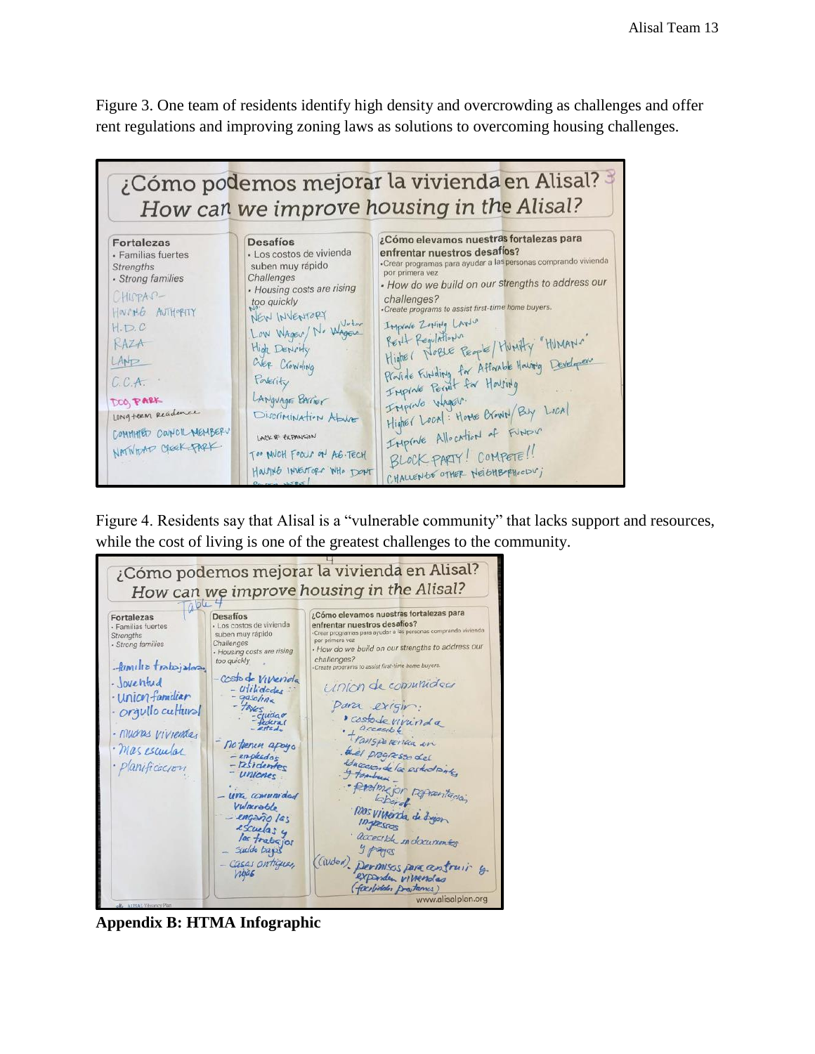Figure 3. One team of residents identify high density and overcrowding as challenges and offer rent regulations and improving zoning laws as solutions to overcoming housing challenges.

Figure 4. Residents say that Alisal is a "vulnerable community" that lacks support and resources, while the cost of living is one of the greatest challenges to the community.

**Appendix B: HTMA Infographic**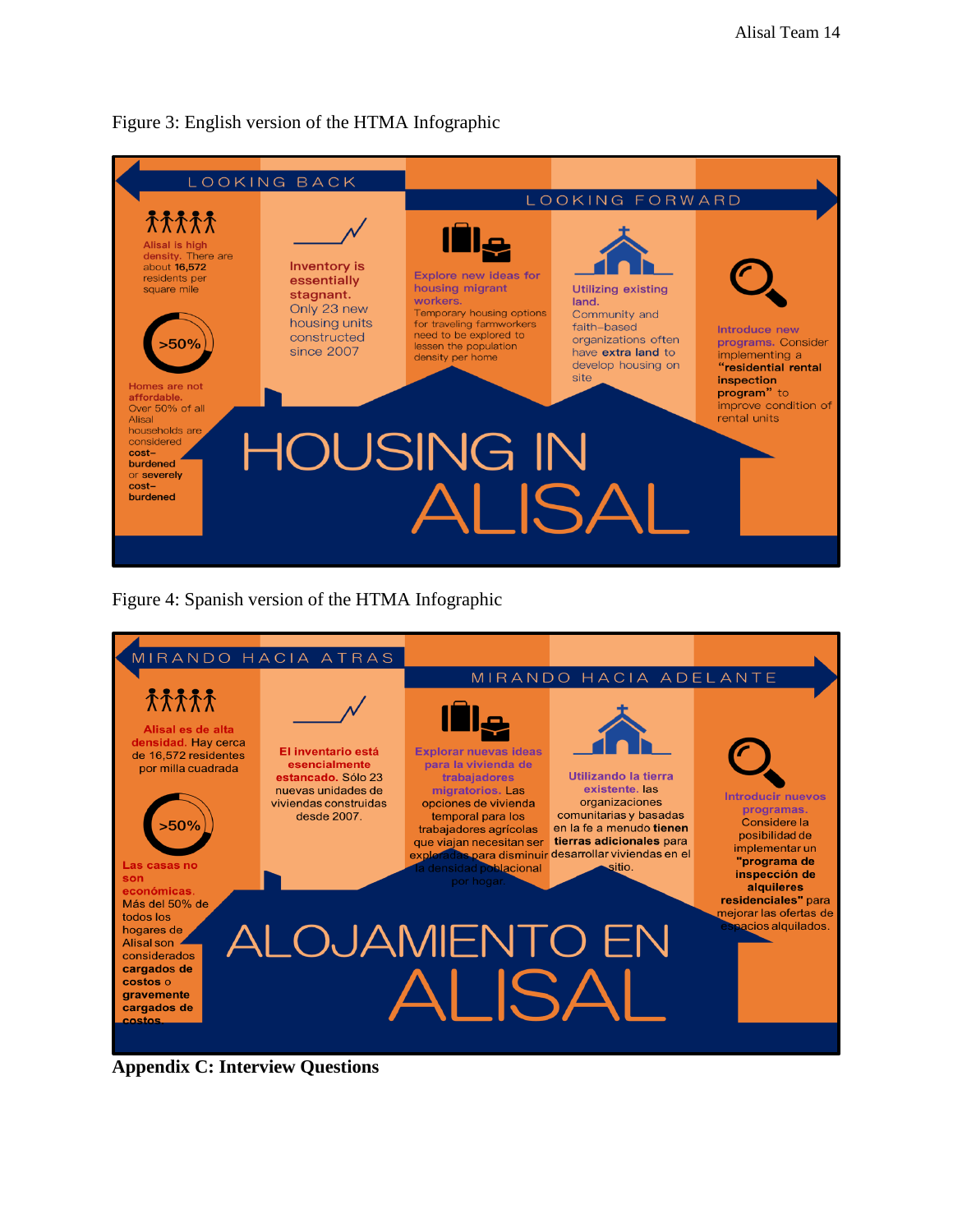Figure 3: English version of the HTMA Infographic

LOOKING BACK

LOOKING FORWARD

**Alisal is high density.** There are about **16,572** residents per square mile

>50%

**Homes are not affordable.** Over 50% of all Alisal households are considered **cost-burdened** or **severely cost-burdened**

**Inventory is essentially stagnant.** Only 23 new housing units constructed since 2007

**Explore new ideas for housing migrant workers.** Temporary housing options for traveling farmworkers need to be explored to lessen the population density per home

**Utilizing existing land.** Community and faith-based organizations often have **extra land** to develop housing on site

**Introduce new programs.** Consider implementing a **"residential rental inspection program"** to improve condition of rental units

HOUSING IN ALISAL

Figure 4: Spanish version of the HTMA Infographic

MIRANDO HACIA ATRAS

MIRANDO HACIA ADELANTE

**Alisal es de alta densidad.** Hay cerca de 16,572 residentes por milla cuadrada

>50%

**Las casas no son económicas.** Más del 50% de todos los hogares de Alisal son considerados **cargados de costos** o **gravemente cargados de costos.**

**El inventario está esencialmente estancado.** Sólo 23 nuevas unidades de viviendas construidas desde 2007.

**Explorar nuevas ideas para la vivienda de trabajadores migratorios.** Las opciones de vivienda temporal para los trabajadores agrícolas que viajan necesitan ser exploradas para disminuir la densidad poblacional por hogar.

**Utilizando la tierra existente.** las organizaciones comunitarias y basadas en la fe a menudo **tienen tierras adicionales** para desarrollar viviendas en el sitio.

**Introducir nuevos programas.** Considere la posibilidad de implementar un **"programa de inspección de alquileres residenciales"** para mejorar las ofertas de espacios alquilados.

ALOJAMIENTO EN ALISAL

**Appendix C: Interview Questions**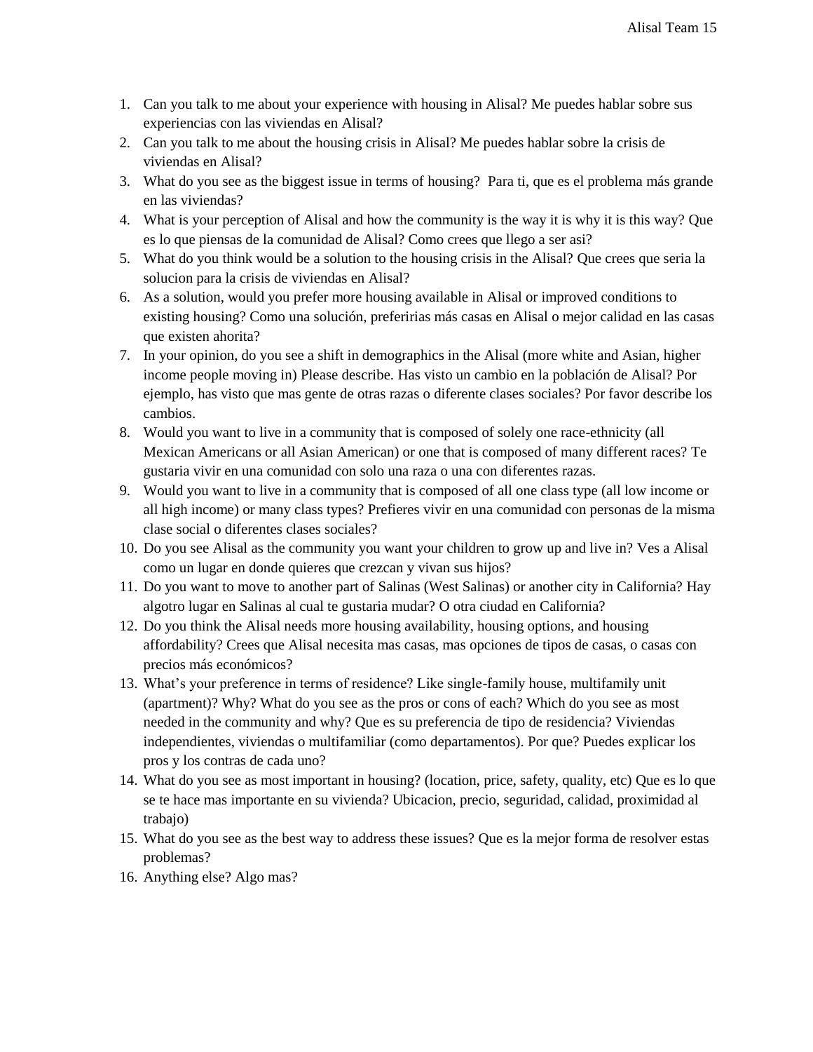1. Can you talk to me about your experience with housing in Alisal? Me puedes hablar sobre sus experiencias con las viviendas en Alisal?
2. Can you talk to me about the housing crisis in Alisal? Me puedes hablar sobre la crisis de viviendas en Alisal?
3. What do you see as the biggest issue in terms of housing?  Para ti, que es el problema más grande en las viviendas?
4. What is your perception of Alisal and how the community is the way it is why it is this way? Que es lo que piensas de la comunidad de Alisal? Como crees que llego a ser asi?
5. What do you think would be a solution to the housing crisis in the Alisal? Que crees que seria la solucion para la crisis de viviendas en Alisal?
6. As a solution, would you prefer more housing available in Alisal or improved conditions to existing housing? Como una solución, preferirias más casas en Alisal o mejor calidad en las casas que existen ahorita?
7. In your opinion, do you see a shift in demographics in the Alisal (more white and Asian, higher income people moving in) Please describe. Has visto un cambio en la población de Alisal? Por ejemplo, has visto que mas gente de otras razas o diferente clases sociales? Por favor describe los cambios.
8. Would you want to live in a community that is composed of solely one race-ethnicity (all Mexican Americans or all Asian American) or one that is composed of many different races? Te gustaria vivir en una comunidad con solo una raza o una con diferentes razas.
9. Would you want to live in a community that is composed of all one class type (all low income or all high income) or many class types? Prefieres vivir en una comunidad con personas de la misma clase social o diferentes clases sociales?
10. Do you see Alisal as the community you want your children to grow up and live in? Ves a Alisal como un lugar en donde quieres que crezcan y vivan sus hijos?
11. Do you want to move to another part of Salinas (West Salinas) or another city in California? Hay algotro lugar en Salinas al cual te gustaria mudar? O otra ciudad en California?
12. Do you think the Alisal needs more housing availability, housing options, and housing affordability? Crees que Alisal necesita mas casas, mas opciones de tipos de casas, o casas con precios más económicos?
13. What's your preference in terms of residence? Like single-family house, multifamily unit (apartment)? Why? What do you see as the pros or cons of each? Which do you see as most needed in the community and why? Que es su preferencia de tipo de residencia? Viviendas independientes, viviendas o multifamiliar (como departamentos). Por que? Puedes explicar los pros y los contras de cada uno?
14. What do you see as most important in housing? (location, price, safety, quality, etc) Que es lo que se te hace mas importante en su vivienda? Ubicacion, precio, seguridad, calidad, proximidad al trabajo)
15. What do you see as the best way to address these issues? Que es la mejor forma de resolver estas problemas?
16. Anything else? Algo mas?